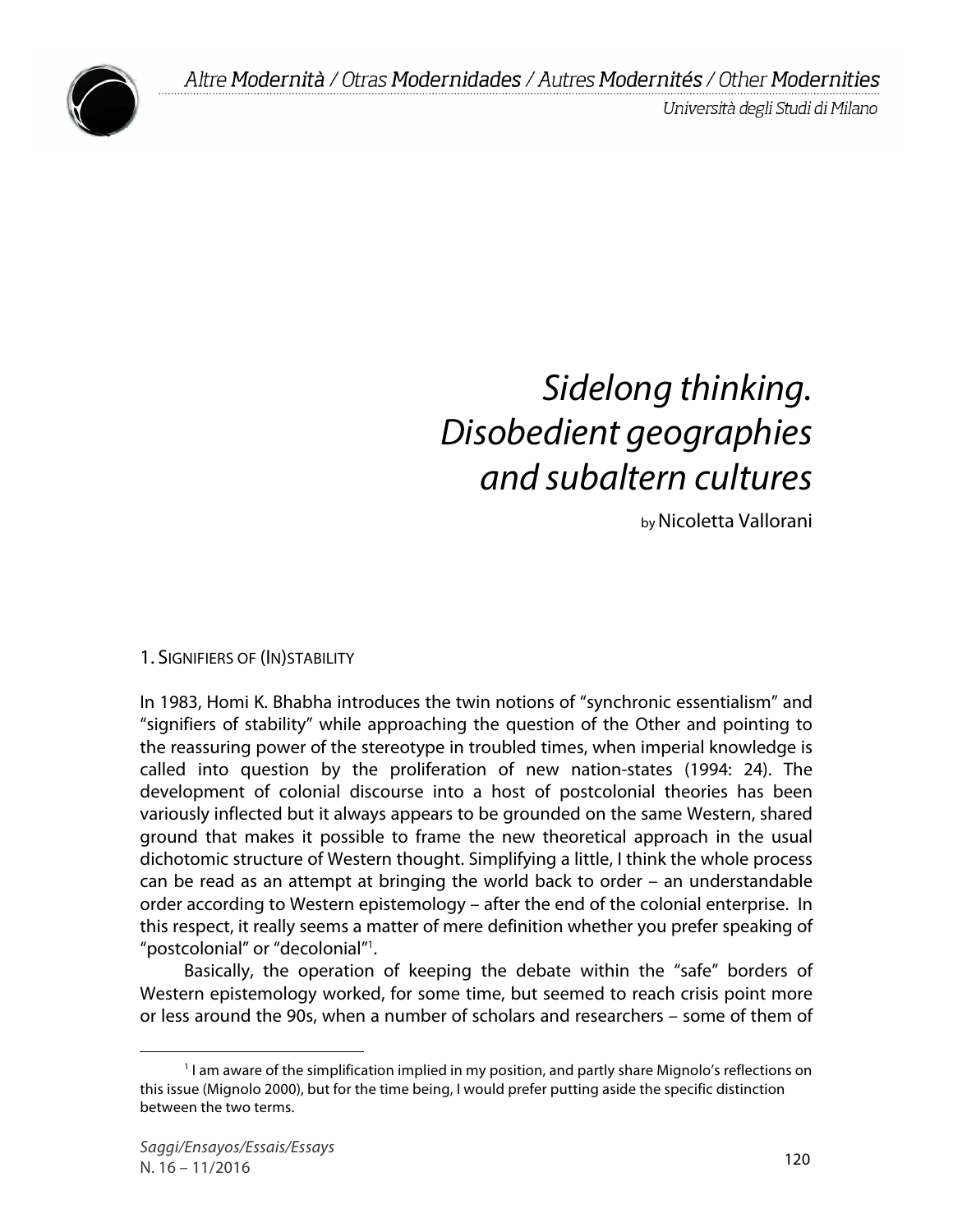# *Sidelong thinking. Disobedient geographies and subaltern cultures*

by Nicoletta Vallorani

## 1. Signifiers of (In)stability

In 1983, Homi K. Bhabha introduces the twin notions of "synchronic essentialism" and "signifiers of stability" while approaching the question of the Other and pointing to the reassuring power of the stereotype in troubled times, when imperial knowledge is called into question by the proliferation of new nation-states (1994: 24). The development of colonial discourse into a host of postcolonial theories has been variously inflected but it always appears to be grounded on the same Western, shared ground that makes it possible to frame the new theoretical approach in the usual dichotomic structure of Western thought. Simplifying a little, I think the whole process can be read as an attempt at bringing the world back to order – an understandable order according to Western epistemology – after the end of the colonial enterprise. In this respect, it really seems a matter of mere definition whether you prefer speaking of "postcolonial" or "decolonial"[1].

Basically, the operation of keeping the debate within the "safe" borders of Western epistemology worked, for some time, but seemed to reach crisis point more or less around the 90s, when a number of scholars and researchers – some of them of

[1] I am aware of the simplification implied in my position, and partly share Mignolo's reflections on this issue (Mignolo 2000), but for the time being, I would prefer putting aside the specific distinction between the two terms.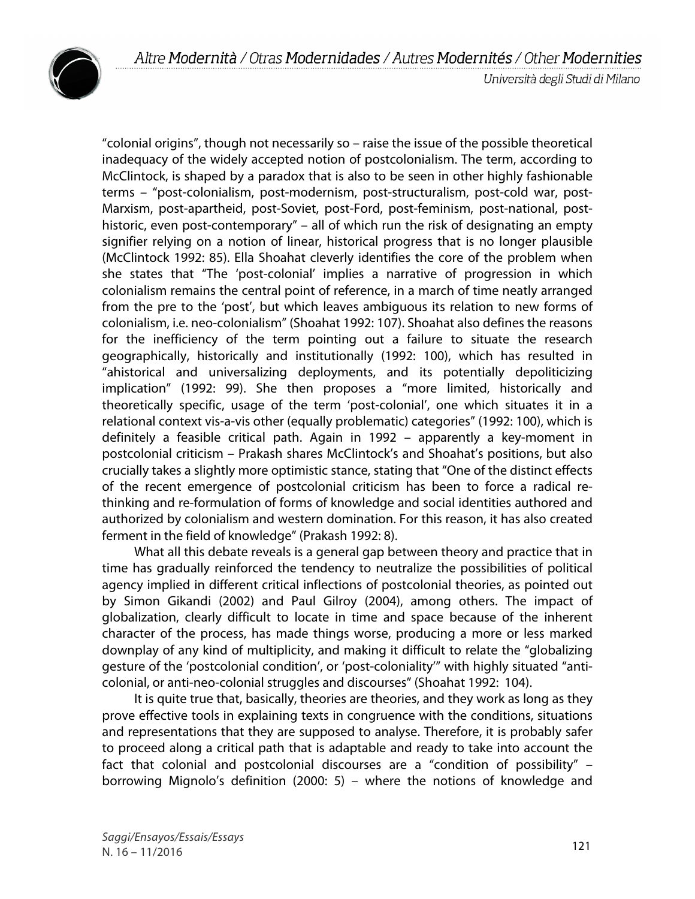"colonial origins", though not necessarily so – raise the issue of the possible theoretical inadequacy of the widely accepted notion of postcolonialism. The term, according to McClintock, is shaped by a paradox that is also to be seen in other highly fashionable terms – "post-colonialism, post-modernism, post-structuralism, post-cold war, post-Marxism, post-apartheid, post-Soviet, post-Ford, post-feminism, post-national, post-historic, even post-contemporary" – all of which run the risk of designating an empty signifier relying on a notion of linear, historical progress that is no longer plausible (McClintock 1992: 85). Ella Shoahat cleverly identifies the core of the problem when she states that "The 'post-colonial' implies a narrative of progression in which colonialism remains the central point of reference, in a march of time neatly arranged from the pre to the 'post', but which leaves ambiguous its relation to new forms of colonialism, i.e. neo-colonialism" (Shoahat 1992: 107). Shoahat also defines the reasons for the inefficiency of the term pointing out a failure to situate the research geographically, historically and institutionally (1992: 100), which has resulted in "ahistorical and universalizing deployments, and its potentially depoliticizing implication" (1992: 99). She then proposes a "more limited, historically and theoretically specific, usage of the term 'post-colonial', one which situates it in a relational context vis-a-vis other (equally problematic) categories" (1992: 100), which is definitely a feasible critical path. Again in 1992 – apparently a key-moment in postcolonial criticism – Prakash shares McClintock's and Shoahat's positions, but also crucially takes a slightly more optimistic stance, stating that "One of the distinct effects of the recent emergence of postcolonial criticism has been to force a radical re-thinking and re-formulation of forms of knowledge and social identities authored and authorized by colonialism and western domination. For this reason, it has also created ferment in the field of knowledge" (Prakash 1992: 8).

What all this debate reveals is a general gap between theory and practice that in time has gradually reinforced the tendency to neutralize the possibilities of political agency implied in different critical inflections of postcolonial theories, as pointed out by Simon Gikandi (2002) and Paul Gilroy (2004), among others. The impact of globalization, clearly difficult to locate in time and space because of the inherent character of the process, has made things worse, producing a more or less marked downplay of any kind of multiplicity, and making it difficult to relate the "globalizing gesture of the 'postcolonial condition', or 'post-coloniality'" with highly situated "anti-colonial, or anti-neo-colonial struggles and discourses" (Shoahat 1992: 104).

It is quite true that, basically, theories are theories, and they work as long as they prove effective tools in explaining texts in congruence with the conditions, situations and representations that they are supposed to analyse. Therefore, it is probably safer to proceed along a critical path that is adaptable and ready to take into account the fact that colonial and postcolonial discourses are a "condition of possibility" – borrowing Mignolo's definition (2000: 5) – where the notions of knowledge and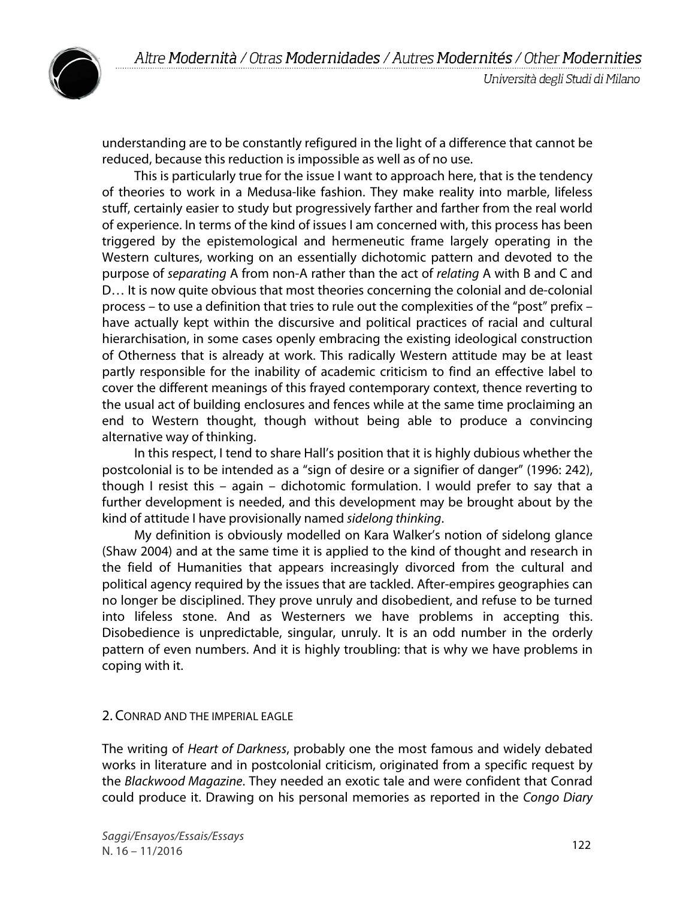understanding are to be constantly refigured in the light of a difference that cannot be reduced, because this reduction is impossible as well as of no use.

This is particularly true for the issue I want to approach here, that is the tendency of theories to work in a Medusa-like fashion. They make reality into marble, lifeless stuff, certainly easier to study but progressively farther and farther from the real world of experience. In terms of the kind of issues I am concerned with, this process has been triggered by the epistemological and hermeneutic frame largely operating in the Western cultures, working on an essentially dichotomic pattern and devoted to the purpose of *separating* A from non-A rather than the act of *relating* A with B and C and D… It is now quite obvious that most theories concerning the colonial and de-colonial process – to use a definition that tries to rule out the complexities of the "post" prefix – have actually kept within the discursive and political practices of racial and cultural hierarchisation, in some cases openly embracing the existing ideological construction of Otherness that is already at work. This radically Western attitude may be at least partly responsible for the inability of academic criticism to find an effective label to cover the different meanings of this frayed contemporary context, thence reverting to the usual act of building enclosures and fences while at the same time proclaiming an end to Western thought, though without being able to produce a convincing alternative way of thinking.

In this respect, I tend to share Hall's position that it is highly dubious whether the postcolonial is to be intended as a "sign of desire or a signifier of danger" (1996: 242), though I resist this – again – dichotomic formulation. I would prefer to say that a further development is needed, and this development may be brought about by the kind of attitude I have provisionally named *sidelong thinking*.

My definition is obviously modelled on Kara Walker's notion of sidelong glance (Shaw 2004) and at the same time it is applied to the kind of thought and research in the field of Humanities that appears increasingly divorced from the cultural and political agency required by the issues that are tackled. After-empires geographies can no longer be disciplined. They prove unruly and disobedient, and refuse to be turned into lifeless stone. And as Westerners we have problems in accepting this. Disobedience is unpredictable, singular, unruly. It is an odd number in the orderly pattern of even numbers. And it is highly troubling: that is why we have problems in coping with it.

## 2. Conrad and the Imperial Eagle

The writing of *Heart of Darkness*, probably one the most famous and widely debated works in literature and in postcolonial criticism, originated from a specific request by the *Blackwood Magazine*. They needed an exotic tale and were confident that Conrad could produce it. Drawing on his personal memories as reported in the *Congo Diary*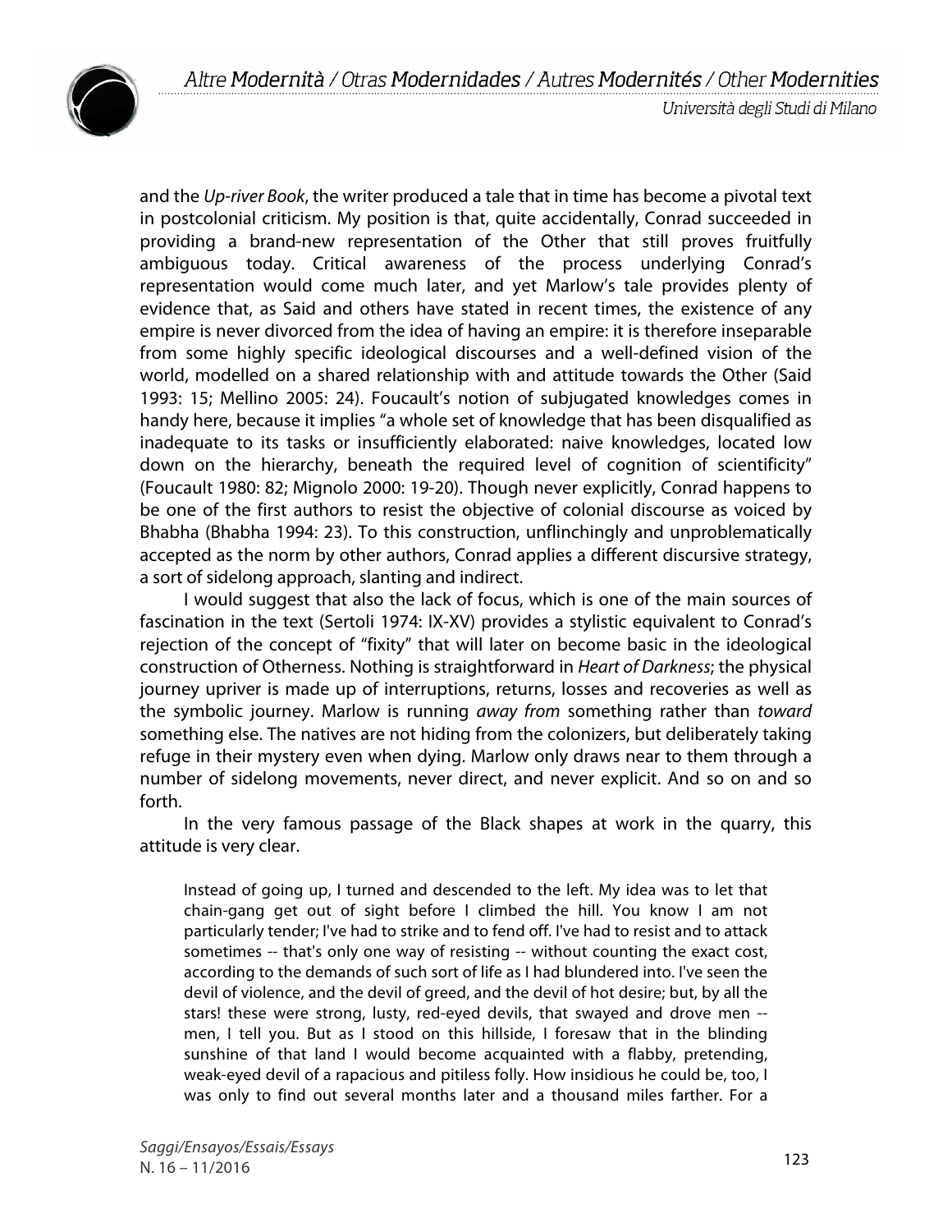and the *Up-river Book*, the writer produced a tale that in time has become a pivotal text in postcolonial criticism. My position is that, quite accidentally, Conrad succeeded in providing a brand-new representation of the Other that still proves fruitfully ambiguous today. Critical awareness of the process underlying Conrad's representation would come much later, and yet Marlow's tale provides plenty of evidence that, as Said and others have stated in recent times, the existence of any empire is never divorced from the idea of having an empire: it is therefore inseparable from some highly specific ideological discourses and a well-defined vision of the world, modelled on a shared relationship with and attitude towards the Other (Said 1993: 15; Mellino 2005: 24). Foucault's notion of subjugated knowledges comes in handy here, because it implies "a whole set of knowledge that has been disqualified as inadequate to its tasks or insufficiently elaborated: naive knowledges, located low down on the hierarchy, beneath the required level of cognition of scientificity" (Foucault 1980: 82; Mignolo 2000: 19-20). Though never explicitly, Conrad happens to be one of the first authors to resist the objective of colonial discourse as voiced by Bhabha (Bhabha 1994: 23). To this construction, unflinchingly and unproblematically accepted as the norm by other authors, Conrad applies a different discursive strategy, a sort of sidelong approach, slanting and indirect.

I would suggest that also the lack of focus, which is one of the main sources of fascination in the text (Sertoli 1974: IX-XV) provides a stylistic equivalent to Conrad's rejection of the concept of "fixity" that will later on become basic in the ideological construction of Otherness. Nothing is straightforward in *Heart of Darkness*; the physical journey upriver is made up of interruptions, returns, losses and recoveries as well as the symbolic journey. Marlow is running *away from* something rather than *toward* something else. The natives are not hiding from the colonizers, but deliberately taking refuge in their mystery even when dying. Marlow only draws near to them through a number of sidelong movements, never direct, and never explicit. And so on and so forth.

In the very famous passage of the Black shapes at work in the quarry, this attitude is very clear.

> Instead of going up, I turned and descended to the left. My idea was to let that chain-gang get out of sight before I climbed the hill. You know I am not particularly tender; I've had to strike and to fend off. I've had to resist and to attack sometimes -- that's only one way of resisting -- without counting the exact cost, according to the demands of such sort of life as I had blundered into. I've seen the devil of violence, and the devil of greed, and the devil of hot desire; but, by all the stars! these were strong, lusty, red-eyed devils, that swayed and drove men -- men, I tell you. But as I stood on this hillside, I foresaw that in the blinding sunshine of that land I would become acquainted with a flabby, pretending, weak-eyed devil of a rapacious and pitiless folly. How insidious he could be, too, I was only to find out several months later and a thousand miles farther. For a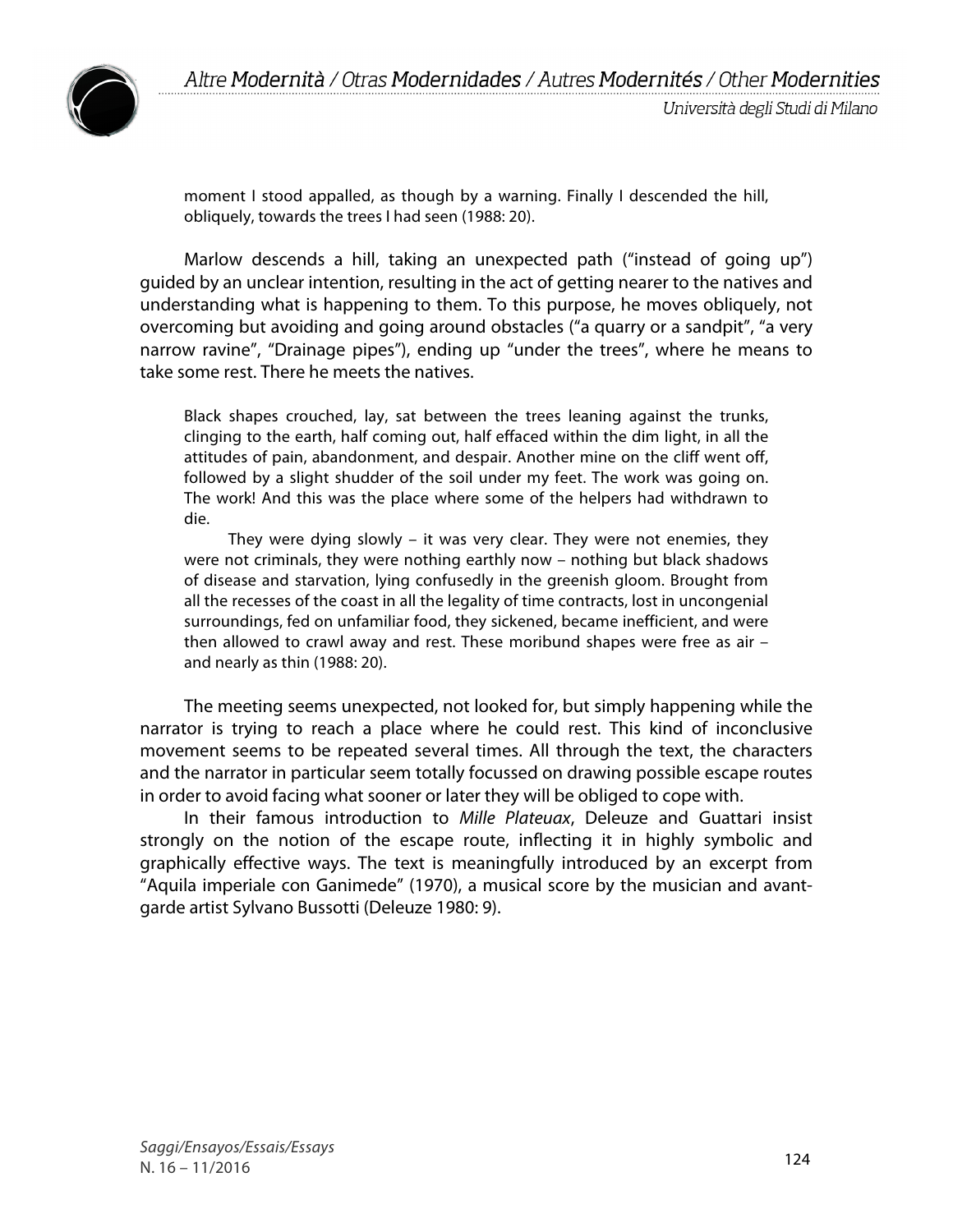> moment I stood appalled, as though by a warning. Finally I descended the hill, obliquely, towards the trees I had seen (1988: 20).

Marlow descends a hill, taking an unexpected path ("instead of going up") guided by an unclear intention, resulting in the act of getting nearer to the natives and understanding what is happening to them. To this purpose, he moves obliquely, not overcoming but avoiding and going around obstacles ("a quarry or a sandpit", "a very narrow ravine", "Drainage pipes"), ending up "under the trees", where he means to take some rest. There he meets the natives.

> Black shapes crouched, lay, sat between the trees leaning against the trunks, clinging to the earth, half coming out, half effaced within the dim light, in all the attitudes of pain, abandonment, and despair. Another mine on the cliff went off, followed by a slight shudder of the soil under my feet. The work was going on. The work! And this was the place where some of the helpers had withdrawn to die.
>
> They were dying slowly – it was very clear. They were not enemies, they were not criminals, they were nothing earthly now – nothing but black shadows of disease and starvation, lying confusedly in the greenish gloom. Brought from all the recesses of the coast in all the legality of time contracts, lost in uncongenial surroundings, fed on unfamiliar food, they sickened, became inefficient, and were then allowed to crawl away and rest. These moribund shapes were free as air – and nearly as thin (1988: 20).

The meeting seems unexpected, not looked for, but simply happening while the narrator is trying to reach a place where he could rest. This kind of inconclusive movement seems to be repeated several times. All through the text, the characters and the narrator in particular seem totally focussed on drawing possible escape routes in order to avoid facing what sooner or later they will be obliged to cope with.

In their famous introduction to *Mille Plateuax*, Deleuze and Guattari insist strongly on the notion of the escape route, inflecting it in highly symbolic and graphically effective ways. The text is meaningfully introduced by an excerpt from "Aquila imperiale con Ganimede" (1970), a musical score by the musician and avant-garde artist Sylvano Bussotti (Deleuze 1980: 9).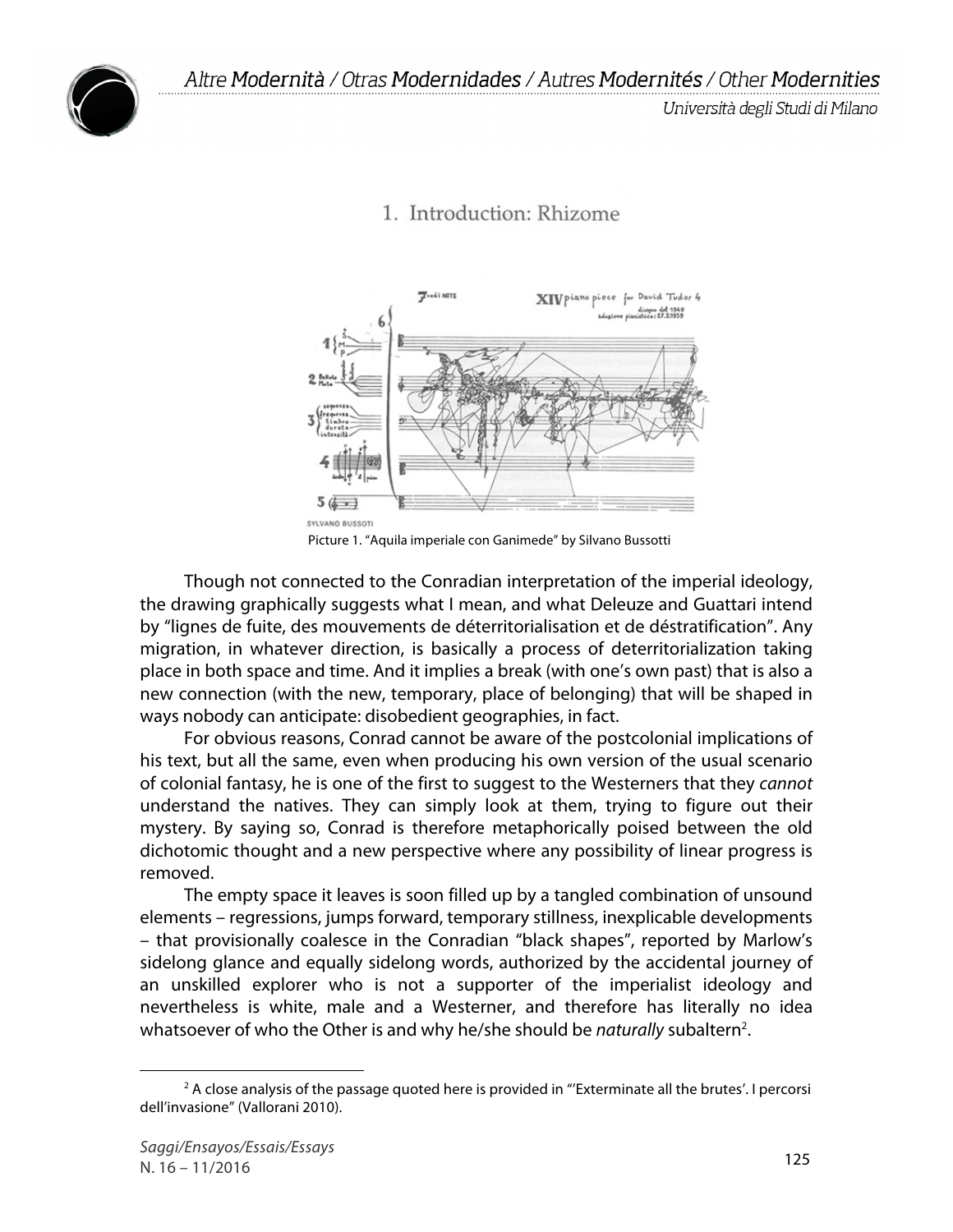## 1. Introduction: Rhizome

Picture 1. "Aquila imperiale con Ganimede" by Silvano Bussotti

Though not connected to the Conradian interpretation of the imperial ideology, the drawing graphically suggests what I mean, and what Deleuze and Guattari intend by "lignes de fuite, des mouvements de déterritorialisation et de déstratification". Any migration, in whatever direction, is basically a process of deterritorialization taking place in both space and time. And it implies a break (with one's own past) that is also a new connection (with the new, temporary, place of belonging) that will be shaped in ways nobody can anticipate: disobedient geographies, in fact.

For obvious reasons, Conrad cannot be aware of the postcolonial implications of his text, but all the same, even when producing his own version of the usual scenario of colonial fantasy, he is one of the first to suggest to the Westerners that they *cannot* understand the natives. They can simply look at them, trying to figure out their mystery. By saying so, Conrad is therefore metaphorically poised between the old dichotomic thought and a new perspective where any possibility of linear progress is removed.

The empty space it leaves is soon filled up by a tangled combination of unsound elements – regressions, jumps forward, temporary stillness, inexplicable developments – that provisionally coalesce in the Conradian "black shapes", reported by Marlow's sidelong glance and equally sidelong words, authorized by the accidental journey of an unskilled explorer who is not a supporter of the imperialist ideology and nevertheless is white, male and a Westerner, and therefore has literally no idea whatsoever of who the Other is and why he/she should be *naturally* subaltern[2].

[2] A close analysis of the passage quoted here is provided in "'Exterminate all the brutes'. I percorsi dell'invasione" (Vallorani 2010).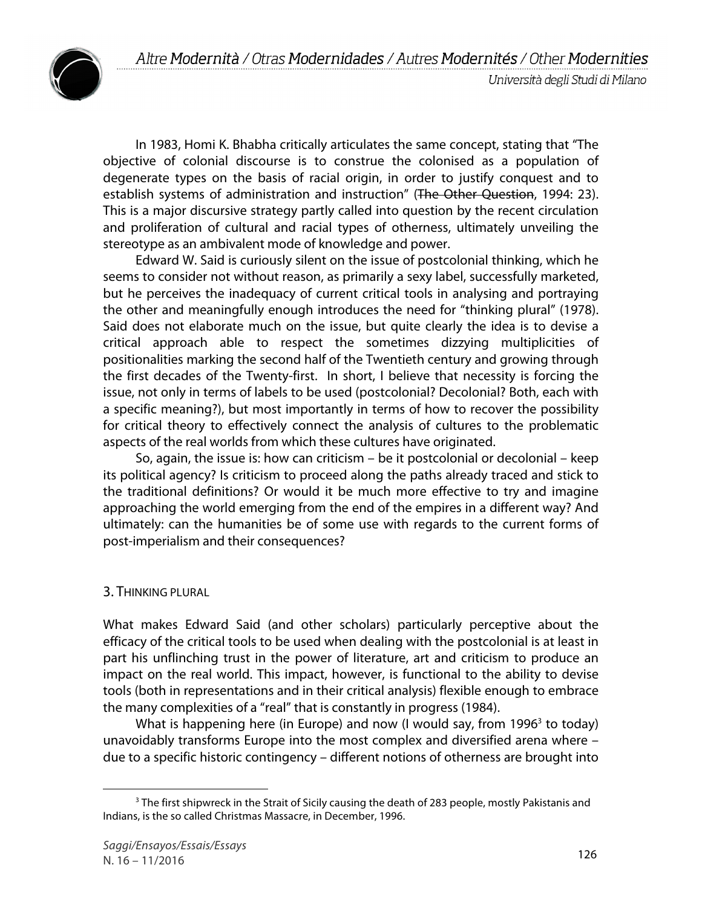In 1983, Homi K. Bhabha critically articulates the same concept, stating that "The objective of colonial discourse is to construe the colonised as a population of degenerate types on the basis of racial origin, in order to justify conquest and to establish systems of administration and instruction" (~~The Other Question~~, 1994: 23). This is a major discursive strategy partly called into question by the recent circulation and proliferation of cultural and racial types of otherness, ultimately unveiling the stereotype as an ambivalent mode of knowledge and power.

Edward W. Said is curiously silent on the issue of postcolonial thinking, which he seems to consider not without reason, as primarily a sexy label, successfully marketed, but he perceives the inadequacy of current critical tools in analysing and portraying the other and meaningfully enough introduces the need for "thinking plural" (1978). Said does not elaborate much on the issue, but quite clearly the idea is to devise a critical approach able to respect the sometimes dizzying multiplicities of positionalities marking the second half of the Twentieth century and growing through the first decades of the Twenty-first. In short, I believe that necessity is forcing the issue, not only in terms of labels to be used (postcolonial? Decolonial? Both, each with a specific meaning?), but most importantly in terms of how to recover the possibility for critical theory to effectively connect the analysis of cultures to the problematic aspects of the real worlds from which these cultures have originated.

So, again, the issue is: how can criticism – be it postcolonial or decolonial – keep its political agency? Is criticism to proceed along the paths already traced and stick to the traditional definitions? Or would it be much more effective to try and imagine approaching the world emerging from the end of the empires in a different way? And ultimately: can the humanities be of some use with regards to the current forms of post-imperialism and their consequences?

## 3. Thinking plural

What makes Edward Said (and other scholars) particularly perceptive about the efficacy of the critical tools to be used when dealing with the postcolonial is at least in part his unflinching trust in the power of literature, art and criticism to produce an impact on the real world. This impact, however, is functional to the ability to devise tools (both in representations and in their critical analysis) flexible enough to embrace the many complexities of a "real" that is constantly in progress (1984).

What is happening here (in Europe) and now (I would say, from 1996[3] to today) unavoidably transforms Europe into the most complex and diversified arena where – due to a specific historic contingency – different notions of otherness are brought into

[3] The first shipwreck in the Strait of Sicily causing the death of 283 people, mostly Pakistanis and Indians, is the so called Christmas Massacre, in December, 1996.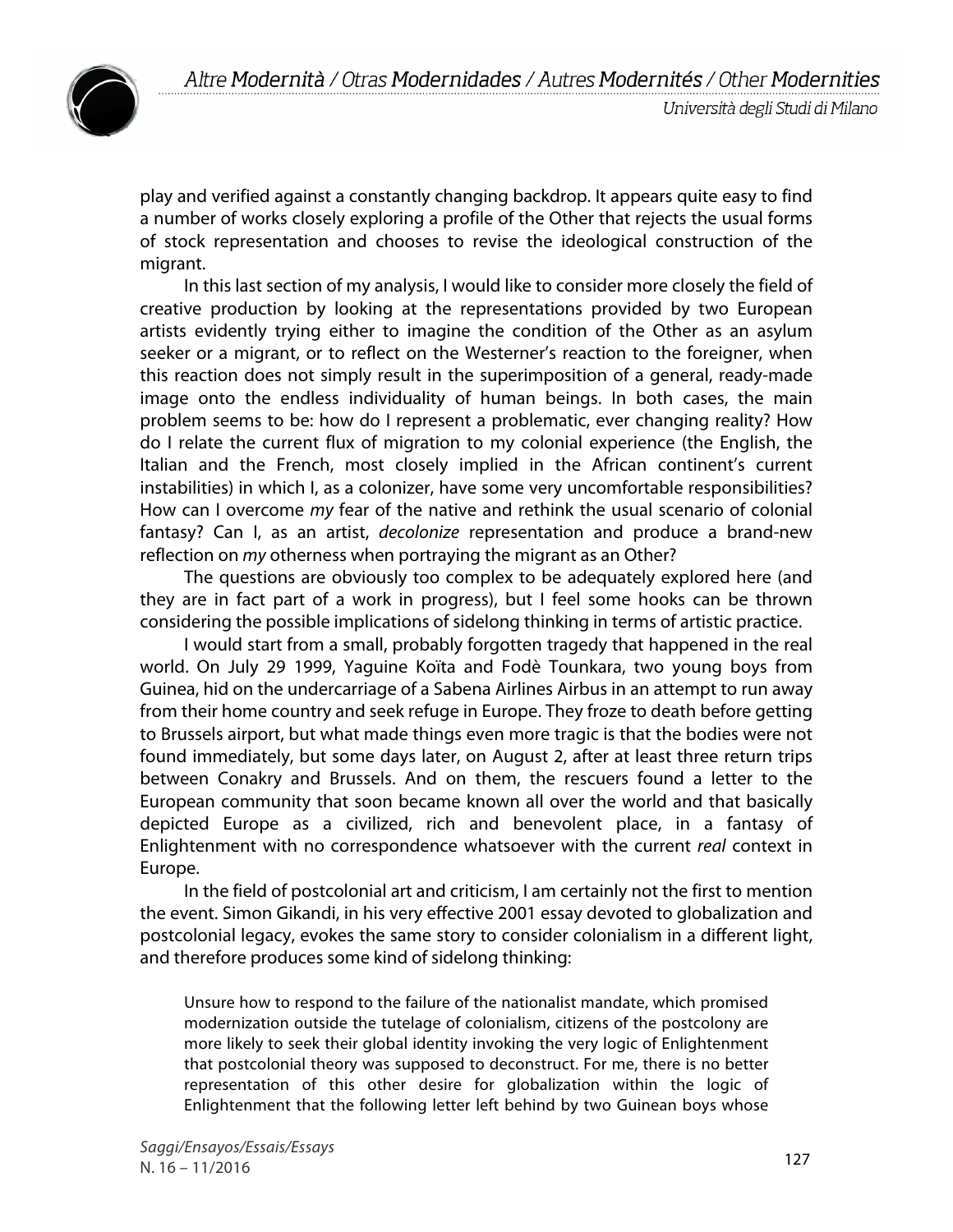play and verified against a constantly changing backdrop. It appears quite easy to find a number of works closely exploring a profile of the Other that rejects the usual forms of stock representation and chooses to revise the ideological construction of the migrant.

In this last section of my analysis, I would like to consider more closely the field of creative production by looking at the representations provided by two European artists evidently trying either to imagine the condition of the Other as an asylum seeker or a migrant, or to reflect on the Westerner's reaction to the foreigner, when this reaction does not simply result in the superimposition of a general, ready-made image onto the endless individuality of human beings. In both cases, the main problem seems to be: how do I represent a problematic, ever changing reality? How do I relate the current flux of migration to my colonial experience (the English, the Italian and the French, most closely implied in the African continent's current instabilities) in which I, as a colonizer, have some very uncomfortable responsibilities? How can I overcome *my* fear of the native and rethink the usual scenario of colonial fantasy? Can I, as an artist, *decolonize* representation and produce a brand-new reflection on *my* otherness when portraying the migrant as an Other?

The questions are obviously too complex to be adequately explored here (and they are in fact part of a work in progress), but I feel some hooks can be thrown considering the possible implications of sidelong thinking in terms of artistic practice.

I would start from a small, probably forgotten tragedy that happened in the real world. On July 29 1999, Yaguine Koïta and Fodè Tounkara, two young boys from Guinea, hid on the undercarriage of a Sabena Airlines Airbus in an attempt to run away from their home country and seek refuge in Europe. They froze to death before getting to Brussels airport, but what made things even more tragic is that the bodies were not found immediately, but some days later, on August 2, after at least three return trips between Conakry and Brussels. And on them, the rescuers found a letter to the European community that soon became known all over the world and that basically depicted Europe as a civilized, rich and benevolent place, in a fantasy of Enlightenment with no correspondence whatsoever with the current *real* context in Europe.

In the field of postcolonial art and criticism, I am certainly not the first to mention the event. Simon Gikandi, in his very effective 2001 essay devoted to globalization and postcolonial legacy, evokes the same story to consider colonialism in a different light, and therefore produces some kind of sidelong thinking:

> Unsure how to respond to the failure of the nationalist mandate, which promised modernization outside the tutelage of colonialism, citizens of the postcolony are more likely to seek their global identity invoking the very logic of Enlightenment that postcolonial theory was supposed to deconstruct. For me, there is no better representation of this other desire for globalization within the logic of Enlightenment that the following letter left behind by two Guinean boys whose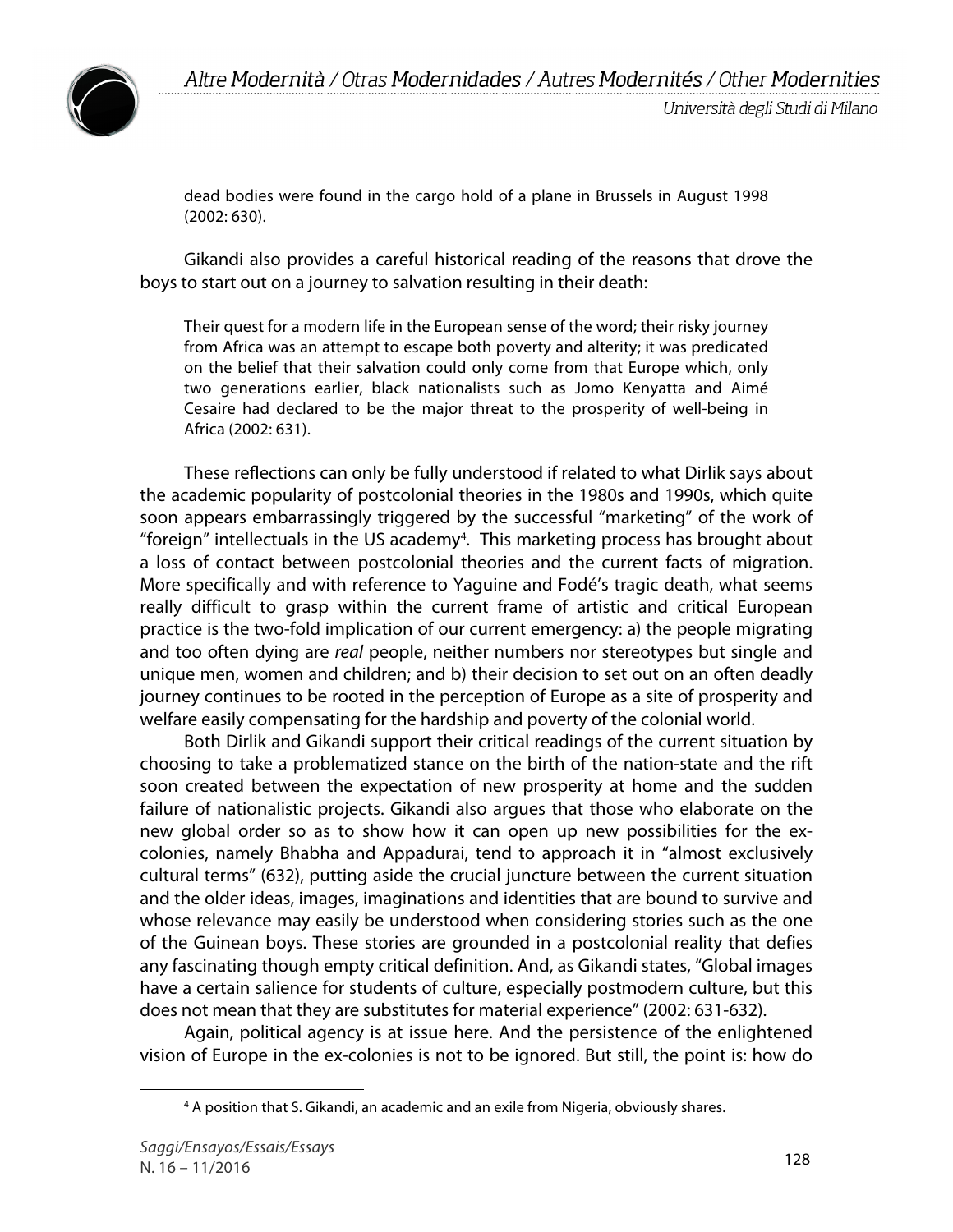> dead bodies were found in the cargo hold of a plane in Brussels in August 1998 (2002: 630).

Gikandi also provides a careful historical reading of the reasons that drove the boys to start out on a journey to salvation resulting in their death:

> Their quest for a modern life in the European sense of the word; their risky journey from Africa was an attempt to escape both poverty and alterity; it was predicated on the belief that their salvation could only come from that Europe which, only two generations earlier, black nationalists such as Jomo Kenyatta and Aimé Cesaire had declared to be the major threat to the prosperity of well-being in Africa (2002: 631).

These reflections can only be fully understood if related to what Dirlik says about the academic popularity of postcolonial theories in the 1980s and 1990s, which quite soon appears embarrassingly triggered by the successful "marketing" of the work of "foreign" intellectuals in the US academy[4]. This marketing process has brought about a loss of contact between postcolonial theories and the current facts of migration. More specifically and with reference to Yaguine and Fodé's tragic death, what seems really difficult to grasp within the current frame of artistic and critical European practice is the two-fold implication of our current emergency: a) the people migrating and too often dying are *real* people, neither numbers nor stereotypes but single and unique men, women and children; and b) their decision to set out on an often deadly journey continues to be rooted in the perception of Europe as a site of prosperity and welfare easily compensating for the hardship and poverty of the colonial world.

Both Dirlik and Gikandi support their critical readings of the current situation by choosing to take a problematized stance on the birth of the nation-state and the rift soon created between the expectation of new prosperity at home and the sudden failure of nationalistic projects. Gikandi also argues that those who elaborate on the new global order so as to show how it can open up new possibilities for the ex-colonies, namely Bhabha and Appadurai, tend to approach it in "almost exclusively cultural terms" (632), putting aside the crucial juncture between the current situation and the older ideas, images, imaginations and identities that are bound to survive and whose relevance may easily be understood when considering stories such as the one of the Guinean boys. These stories are grounded in a postcolonial reality that defies any fascinating though empty critical definition. And, as Gikandi states, "Global images have a certain salience for students of culture, especially postmodern culture, but this does not mean that they are substitutes for material experience" (2002: 631-632).

Again, political agency is at issue here. And the persistence of the enlightened vision of Europe in the ex-colonies is not to be ignored. But still, the point is: how do

[4] A position that S. Gikandi, an academic and an exile from Nigeria, obviously shares.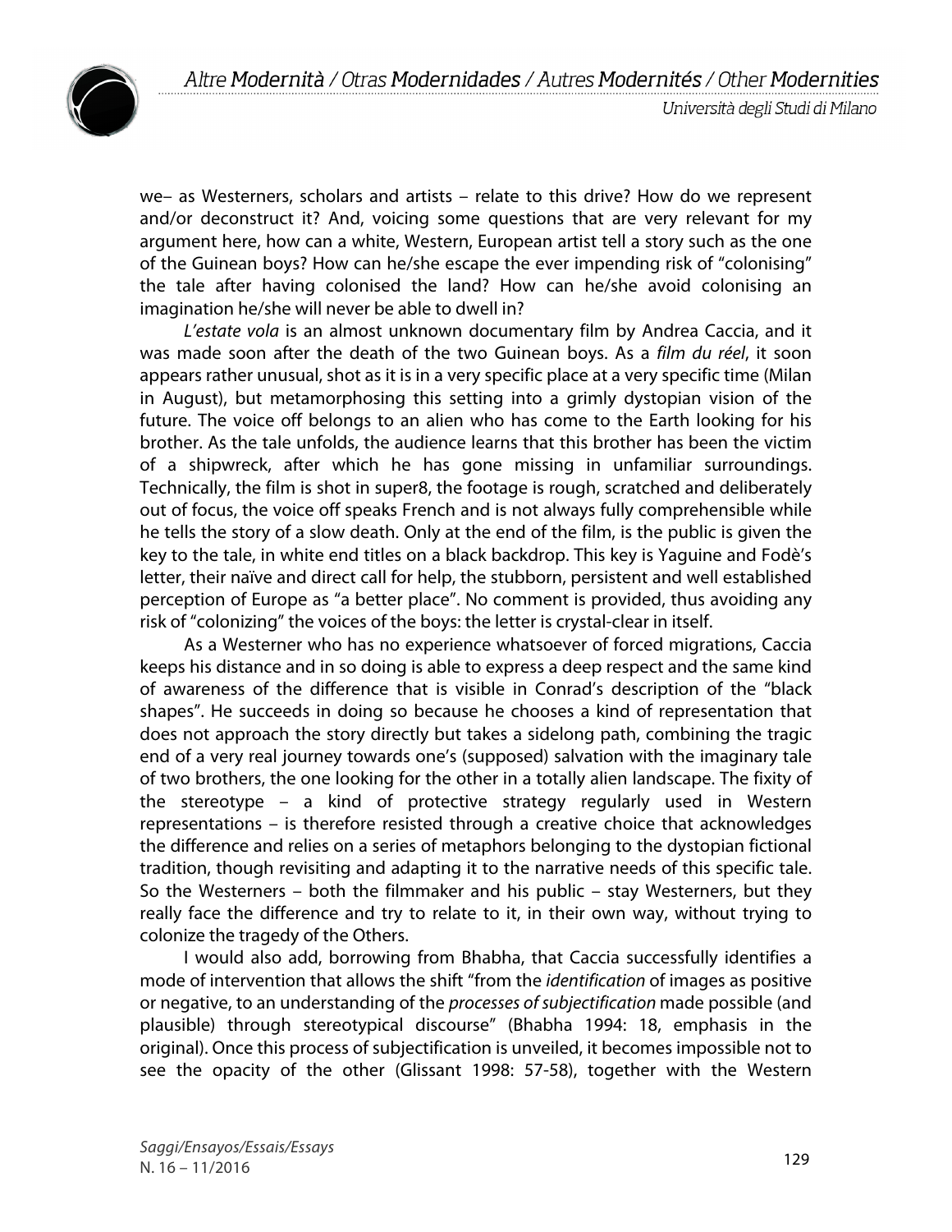we– as Westerners, scholars and artists – relate to this drive? How do we represent and/or deconstruct it? And, voicing some questions that are very relevant for my argument here, how can a white, Western, European artist tell a story such as the one of the Guinean boys? How can he/she escape the ever impending risk of "colonising" the tale after having colonised the land? How can he/she avoid colonising an imagination he/she will never be able to dwell in?

*L'estate vola* is an almost unknown documentary film by Andrea Caccia, and it was made soon after the death of the two Guinean boys. As a *film du réel*, it soon appears rather unusual, shot as it is in a very specific place at a very specific time (Milan in August), but metamorphosing this setting into a grimly dystopian vision of the future. The voice off belongs to an alien who has come to the Earth looking for his brother. As the tale unfolds, the audience learns that this brother has been the victim of a shipwreck, after which he has gone missing in unfamiliar surroundings. Technically, the film is shot in super8, the footage is rough, scratched and deliberately out of focus, the voice off speaks French and is not always fully comprehensible while he tells the story of a slow death. Only at the end of the film, is the public is given the key to the tale, in white end titles on a black backdrop. This key is Yaguine and Fodè's letter, their naïve and direct call for help, the stubborn, persistent and well established perception of Europe as "a better place". No comment is provided, thus avoiding any risk of "colonizing" the voices of the boys: the letter is crystal-clear in itself.

As a Westerner who has no experience whatsoever of forced migrations, Caccia keeps his distance and in so doing is able to express a deep respect and the same kind of awareness of the difference that is visible in Conrad's description of the "black shapes". He succeeds in doing so because he chooses a kind of representation that does not approach the story directly but takes a sidelong path, combining the tragic end of a very real journey towards one's (supposed) salvation with the imaginary tale of two brothers, the one looking for the other in a totally alien landscape. The fixity of the stereotype – a kind of protective strategy regularly used in Western representations – is therefore resisted through a creative choice that acknowledges the difference and relies on a series of metaphors belonging to the dystopian fictional tradition, though revisiting and adapting it to the narrative needs of this specific tale. So the Westerners – both the filmmaker and his public – stay Westerners, but they really face the difference and try to relate to it, in their own way, without trying to colonize the tragedy of the Others.

I would also add, borrowing from Bhabha, that Caccia successfully identifies a mode of intervention that allows the shift "from the *identification* of images as positive or negative, to an understanding of the *processes of subjectification* made possible (and plausible) through stereotypical discourse" (Bhabha 1994: 18, emphasis in the original). Once this process of subjectification is unveiled, it becomes impossible not to see the opacity of the other (Glissant 1998: 57-58), together with the Western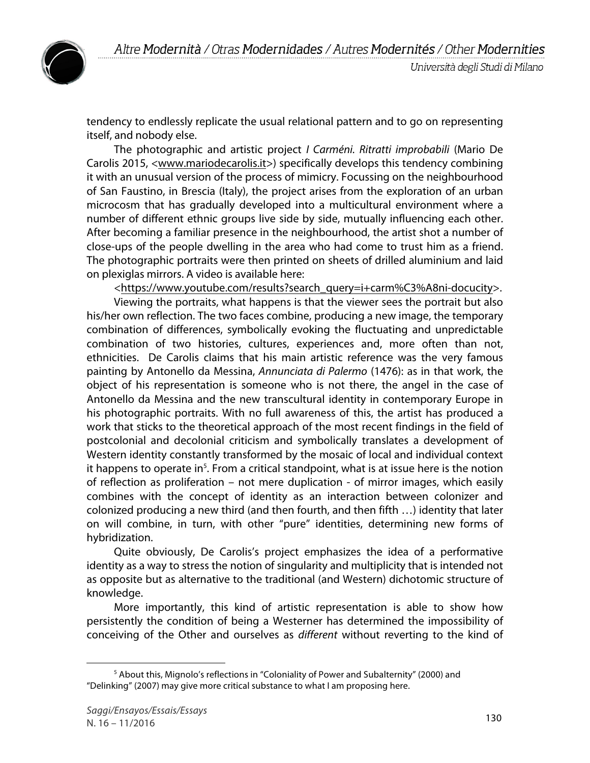tendency to endlessly replicate the usual relational pattern and to go on representing itself, and nobody else.

The photographic and artistic project *I Carméni. Ritratti improbabili* (Mario De Carolis 2015, <www.mariodecarolis.it>) specifically develops this tendency combining it with an unusual version of the process of mimicry. Focussing on the neighbourhood of San Faustino, in Brescia (Italy), the project arises from the exploration of an urban microcosm that has gradually developed into a multicultural environment where a number of different ethnic groups live side by side, mutually influencing each other. After becoming a familiar presence in the neighbourhood, the artist shot a number of close-ups of the people dwelling in the area who had come to trust him as a friend. The photographic portraits were then printed on sheets of drilled aluminium and laid on plexiglas mirrors. A video is available here:

<https://www.youtube.com/results?search_query=i+carm%C3%A8ni-docucity>.

Viewing the portraits, what happens is that the viewer sees the portrait but also his/her own reflection. The two faces combine, producing a new image, the temporary combination of differences, symbolically evoking the fluctuating and unpredictable combination of two histories, cultures, experiences and, more often than not, ethnicities. De Carolis claims that his main artistic reference was the very famous painting by Antonello da Messina, *Annunciata di Palermo* (1476): as in that work, the object of his representation is someone who is not there, the angel in the case of Antonello da Messina and the new transcultural identity in contemporary Europe in his photographic portraits. With no full awareness of this, the artist has produced a work that sticks to the theoretical approach of the most recent findings in the field of postcolonial and decolonial criticism and symbolically translates a development of Western identity constantly transformed by the mosaic of local and individual context it happens to operate in[5]. From a critical standpoint, what is at issue here is the notion of reflection as proliferation – not mere duplication - of mirror images, which easily combines with the concept of identity as an interaction between colonizer and colonized producing a new third (and then fourth, and then fifth …) identity that later on will combine, in turn, with other "pure" identities, determining new forms of hybridization.

Quite obviously, De Carolis's project emphasizes the idea of a performative identity as a way to stress the notion of singularity and multiplicity that is intended not as opposite but as alternative to the traditional (and Western) dichotomic structure of knowledge.

More importantly, this kind of artistic representation is able to show how persistently the condition of being a Westerner has determined the impossibility of conceiving of the Other and ourselves as *different* without reverting to the kind of

---

[5] About this, Mignolo's reflections in "Coloniality of Power and Subalternity" (2000) and "Delinking" (2007) may give more critical substance to what I am proposing here.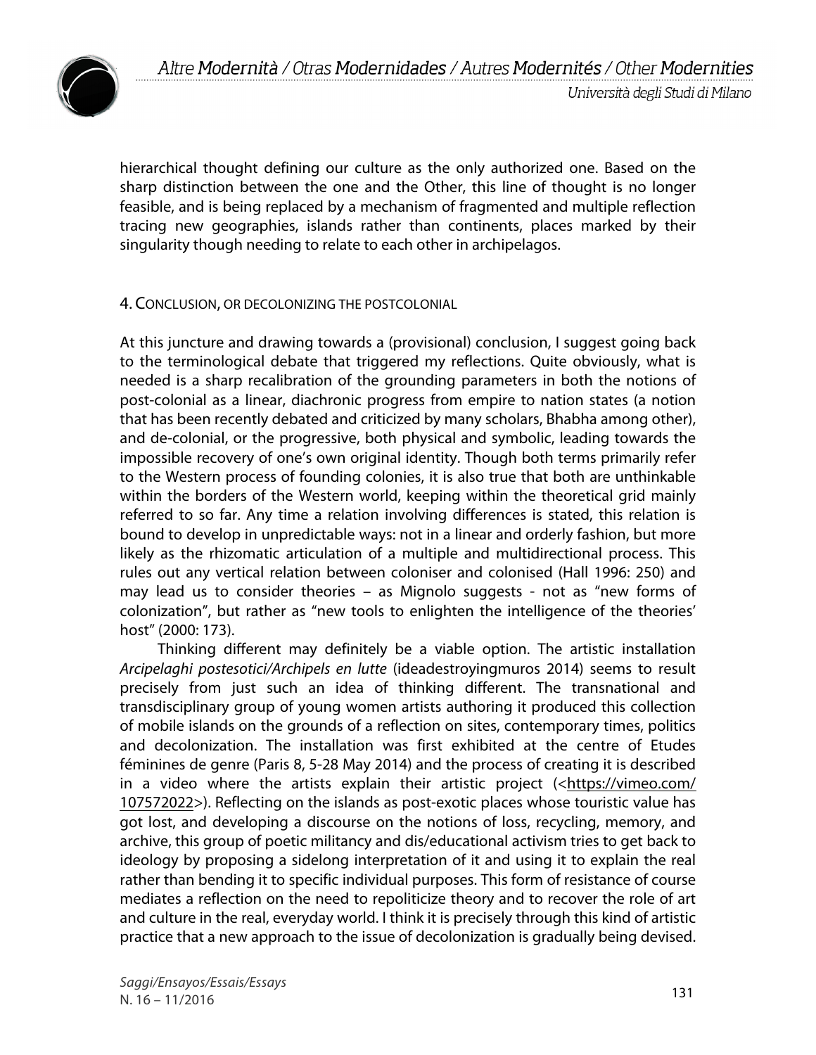hierarchical thought defining our culture as the only authorized one. Based on the sharp distinction between the one and the Other, this line of thought is no longer feasible, and is being replaced by a mechanism of fragmented and multiple reflection tracing new geographies, islands rather than continents, places marked by their singularity though needing to relate to each other in archipelagos.

## 4. Conclusion, or decolonizing the postcolonial

At this juncture and drawing towards a (provisional) conclusion, I suggest going back to the terminological debate that triggered my reflections. Quite obviously, what is needed is a sharp recalibration of the grounding parameters in both the notions of post-colonial as a linear, diachronic progress from empire to nation states (a notion that has been recently debated and criticized by many scholars, Bhabha among other), and de-colonial, or the progressive, both physical and symbolic, leading towards the impossible recovery of one's own original identity. Though both terms primarily refer to the Western process of founding colonies, it is also true that both are unthinkable within the borders of the Western world, keeping within the theoretical grid mainly referred to so far. Any time a relation involving differences is stated, this relation is bound to develop in unpredictable ways: not in a linear and orderly fashion, but more likely as the rhizomatic articulation of a multiple and multidirectional process. This rules out any vertical relation between coloniser and colonised (Hall 1996: 250) and may lead us to consider theories – as Mignolo suggests - not as "new forms of colonization", but rather as "new tools to enlighten the intelligence of the theories' host" (2000: 173).

Thinking different may definitely be a viable option. The artistic installation *Arcipelaghi postesotici/Archipels en lutte* (ideadestroyingmuros 2014) seems to result precisely from just such an idea of thinking different. The transnational and transdisciplinary group of young women artists authoring it produced this collection of mobile islands on the grounds of a reflection on sites, contemporary times, politics and decolonization. The installation was first exhibited at the centre of Etudes féminines de genre (Paris 8, 5-28 May 2014) and the process of creating it is described in a video where the artists explain their artistic project (<https://vimeo.com/107572022>). Reflecting on the islands as post-exotic places whose touristic value has got lost, and developing a discourse on the notions of loss, recycling, memory, and archive, this group of poetic militancy and dis/educational activism tries to get back to ideology by proposing a sidelong interpretation of it and using it to explain the real rather than bending it to specific individual purposes. This form of resistance of course mediates a reflection on the need to repoliticize theory and to recover the role of art and culture in the real, everyday world. I think it is precisely through this kind of artistic practice that a new approach to the issue of decolonization is gradually being devised.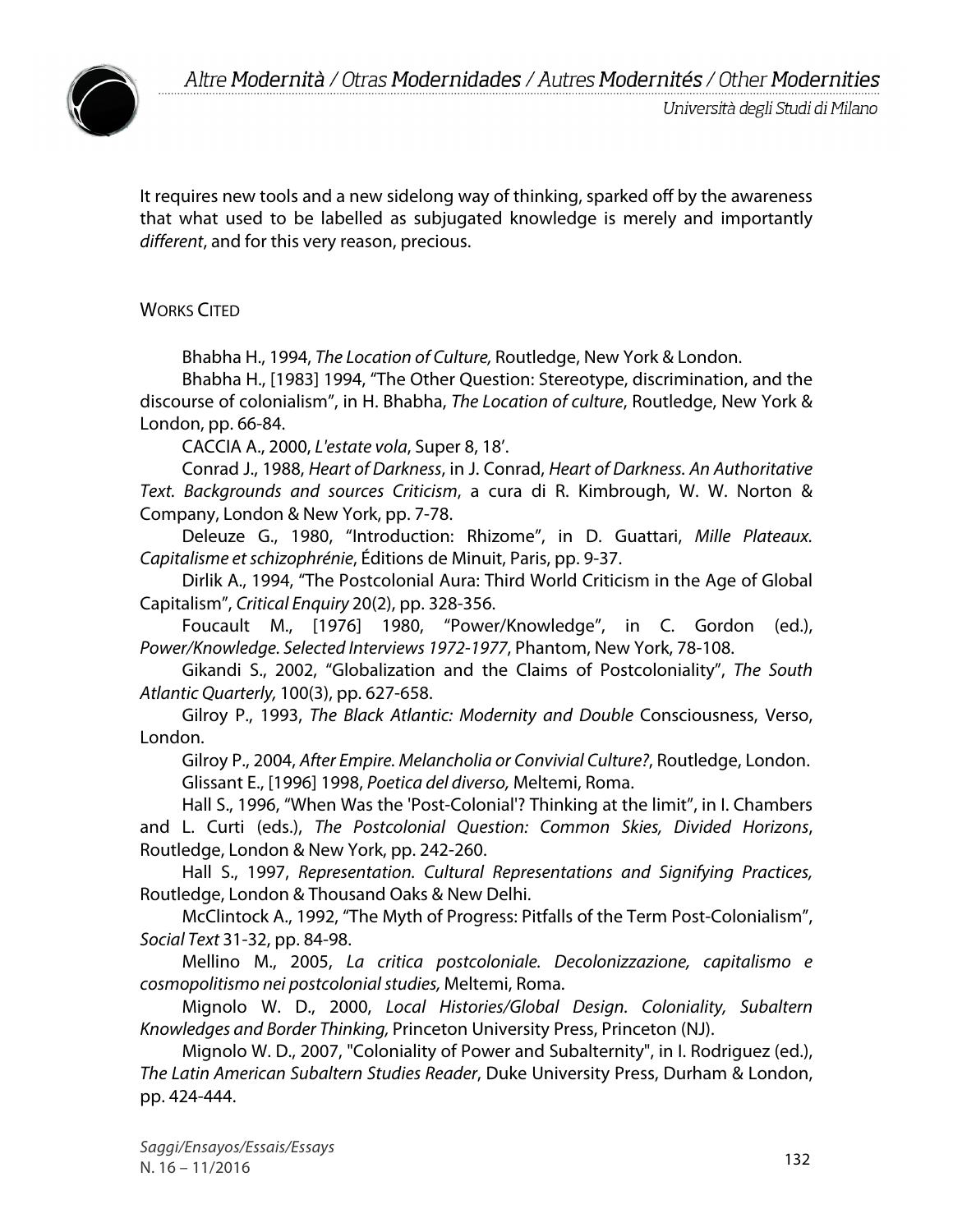It requires new tools and a new sidelong way of thinking, sparked off by the awareness that what used to be labelled as subjugated knowledge is merely and importantly *different*, and for this very reason, precious.

## WORKS CITED

Bhabha H., 1994, *The Location of Culture,* Routledge, New York & London.

Bhabha H., [1983] 1994, "The Other Question: Stereotype, discrimination, and the discourse of colonialism", in H. Bhabha, *The Location of culture*, Routledge, New York & London, pp. 66-84.

CACCIA A., 2000, *L'estate vola*, Super 8, 18'.

Conrad J., 1988, *Heart of Darkness*, in J. Conrad, *Heart of Darkness. An Authoritative Text. Backgrounds and sources Criticism*, a cura di R. Kimbrough, W. W. Norton & Company, London & New York, pp. 7-78.

Deleuze G., 1980, "Introduction: Rhizome", in D. Guattari, *Mille Plateaux. Capitalisme et schizophrénie*, Éditions de Minuit, Paris, pp. 9-37.

Dirlik A., 1994, "The Postcolonial Aura: Third World Criticism in the Age of Global Capitalism", *Critical Enquiry* 20(2), pp. 328-356.

Foucault M., [1976] 1980, "Power/Knowledge", in C. Gordon (ed.), *Power/Knowledge. Selected Interviews 1972-1977*, Phantom, New York, 78-108.

Gikandi S., 2002, "Globalization and the Claims of Postcoloniality", *The South Atlantic Quarterly,* 100(3), pp. 627-658.

Gilroy P., 1993, *The Black Atlantic: Modernity and Double* Consciousness, Verso, London.

Gilroy P., 2004, *After Empire. Melancholia or Convivial Culture?*, Routledge, London.

Glissant E., [1996] 1998, *Poetica del diverso,* Meltemi, Roma.

Hall S., 1996, "When Was the 'Post-Colonial'? Thinking at the limit", in I. Chambers and L. Curti (eds.), *The Postcolonial Question: Common Skies, Divided Horizons*, Routledge, London & New York, pp. 242-260.

Hall S., 1997, *Representation. Cultural Representations and Signifying Practices,* Routledge, London & Thousand Oaks & New Delhi.

McClintock A., 1992, "The Myth of Progress: Pitfalls of the Term Post-Colonialism", *Social Text* 31-32, pp. 84-98.

Mellino M., 2005, *La critica postcoloniale. Decolonizzazione, capitalismo e cosmopolitismo nei postcolonial studies,* Meltemi, Roma.

Mignolo W. D., 2000, *Local Histories/Global Design. Coloniality, Subaltern Knowledges and Border Thinking,* Princeton University Press, Princeton (NJ).

Mignolo W. D., 2007, "Coloniality of Power and Subalternity", in I. Rodriguez (ed.), *The Latin American Subaltern Studies Reader*, Duke University Press, Durham & London, pp. 424-444.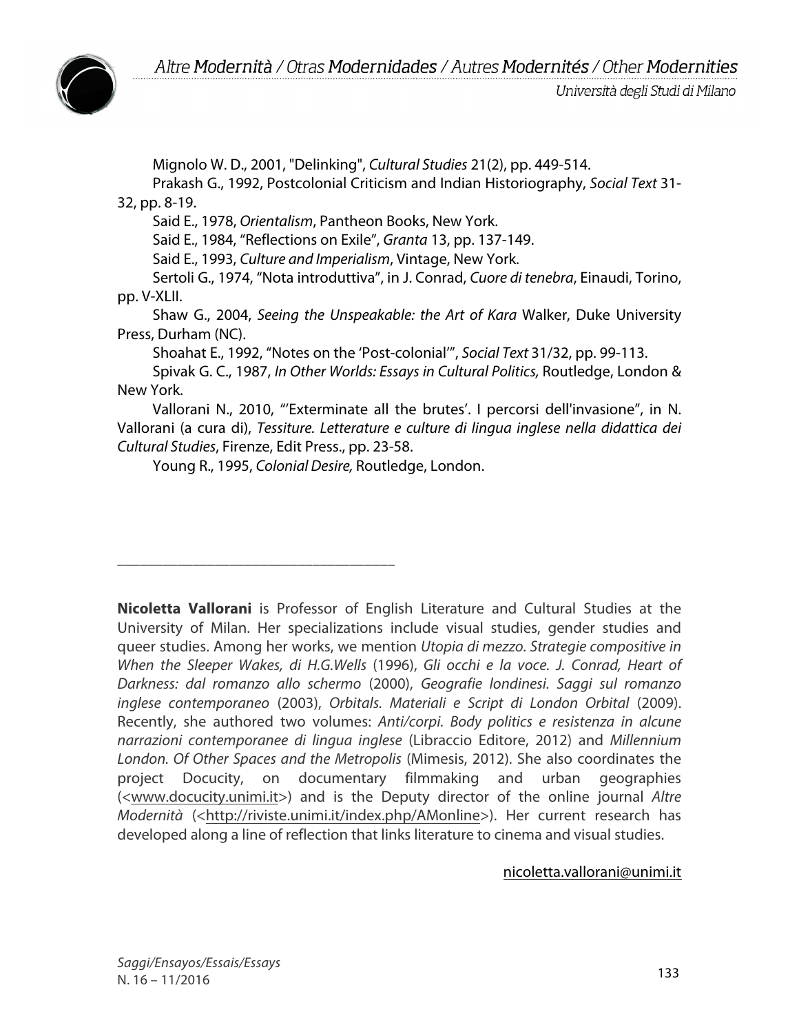Mignolo W. D., 2001, "Delinking", *Cultural Studies* 21(2), pp. 449-514.

Prakash G., 1992, Postcolonial Criticism and Indian Historiography, *Social Text* 31-32, pp. 8-19.

Said E., 1978, *Orientalism*, Pantheon Books, New York.

Said E., 1984, "Reflections on Exile", *Granta* 13, pp. 137-149.

Said E., 1993, *Culture and Imperialism*, Vintage, New York.

Sertoli G., 1974, "Nota introduttiva", in J. Conrad, *Cuore di tenebra*, Einaudi, Torino, pp. V-XLII.

Shaw G., 2004, *Seeing the Unspeakable: the Art of Kara* Walker, Duke University Press, Durham (NC).

Shoahat E., 1992, "Notes on the 'Post-colonial'", *Social Text* 31/32, pp. 99-113.

Spivak G. C., 1987, *In Other Worlds: Essays in Cultural Politics,* Routledge, London & New York.

Vallorani N., 2010, "'Exterminate all the brutes'. I percorsi dell'invasione", in N. Vallorani (a cura di), *Tessiture. Letterature e culture di lingua inglese nella didattica dei Cultural Studies*, Firenze, Edit Press., pp. 23-58.

Young R., 1995, *Colonial Desire,* Routledge, London.

---

**Nicoletta Vallorani** is Professor of English Literature and Cultural Studies at the University of Milan. Her specializations include visual studies, gender studies and queer studies. Among her works, we mention *Utopia di mezzo. Strategie compositive in When the Sleeper Wakes, di H.G.Wells* (1996), *Gli occhi e la voce. J. Conrad, Heart of Darkness: dal romanzo allo schermo* (2000), *Geografie londinesi. Saggi sul romanzo inglese contemporaneo* (2003), *Orbitals. Materiali e Script di London Orbital* (2009). Recently, she authored two volumes: *Anti/corpi. Body politics e resistenza in alcune narrazioni contemporanee di lingua inglese* (Libraccio Editore, 2012) and *Millennium London. Of Other Spaces and the Metropolis* (Mimesis, 2012). She also coordinates the project Docucity, on documentary filmmaking and urban geographies (<www.docucity.unimi.it>) and is the Deputy director of the online journal *Altre Modernità* (<http://riviste.unimi.it/index.php/AMonline>). Her current research has developed along a line of reflection that links literature to cinema and visual studies.

nicoletta.vallorani@unimi.it